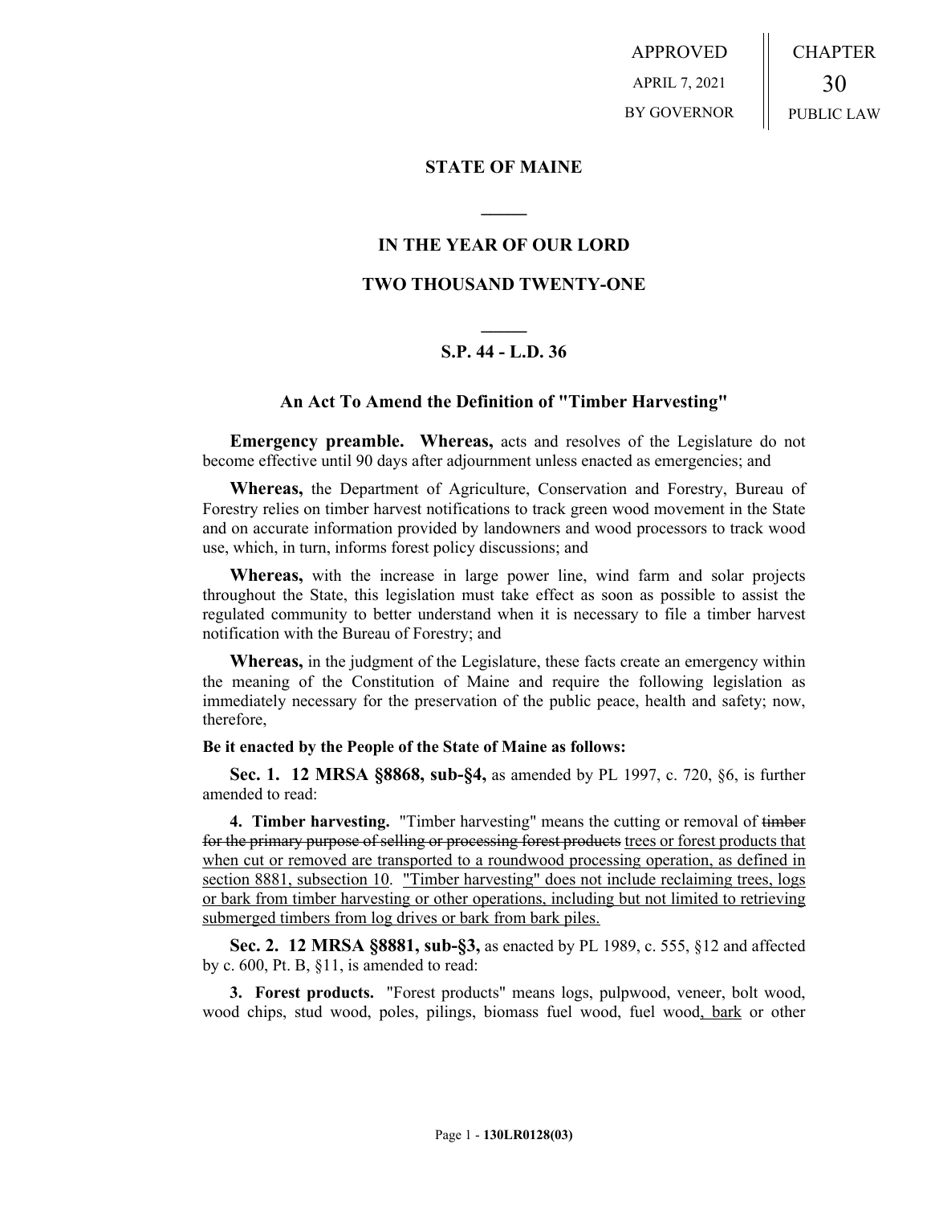APPROVED
APRIL 7, 2021
BY GOVERNOR

CHAPTER
30
PUBLIC LAW

## STATE OF MAINE

## IN THE YEAR OF OUR LORD

## TWO THOUSAND TWENTY-ONE

## S.P. 44 - L.D. 36

### An Act To Amend the Definition of "Timber Harvesting"

**Emergency preamble. Whereas,** acts and resolves of the Legislature do not become effective until 90 days after adjournment unless enacted as emergencies; and

**Whereas,** the Department of Agriculture, Conservation and Forestry, Bureau of Forestry relies on timber harvest notifications to track green wood movement in the State and on accurate information provided by landowners and wood processors to track wood use, which, in turn, informs forest policy discussions; and

**Whereas,** with the increase in large power line, wind farm and solar projects throughout the State, this legislation must take effect as soon as possible to assist the regulated community to better understand when it is necessary to file a timber harvest notification with the Bureau of Forestry; and

**Whereas,** in the judgment of the Legislature, these facts create an emergency within the meaning of the Constitution of Maine and require the following legislation as immediately necessary for the preservation of the public peace, health and safety; now, therefore,

**Be it enacted by the People of the State of Maine as follows:**

**Sec. 1. 12 MRSA §8868, sub-§4,** as amended by PL 1997, c. 720, §6, is further amended to read:

**4. Timber harvesting.** "Timber harvesting" means the cutting or removal of ~~timber for the primary purpose of selling or processing forest products~~ <u>trees or forest products that when cut or removed are transported to a roundwood processing operation, as defined in section 8881, subsection 10</u>. <u>"Timber harvesting" does not include reclaiming trees, logs or bark from timber harvesting or other operations, including but not limited to retrieving submerged timbers from log drives or bark from bark piles.</u>

**Sec. 2. 12 MRSA §8881, sub-§3,** as enacted by PL 1989, c. 555, §12 and affected by c. 600, Pt. B, §11, is amended to read:

**3. Forest products.** "Forest products" means logs, pulpwood, veneer, bolt wood, wood chips, stud wood, poles, pilings, biomass fuel wood, fuel wood<u>, bark</u> or other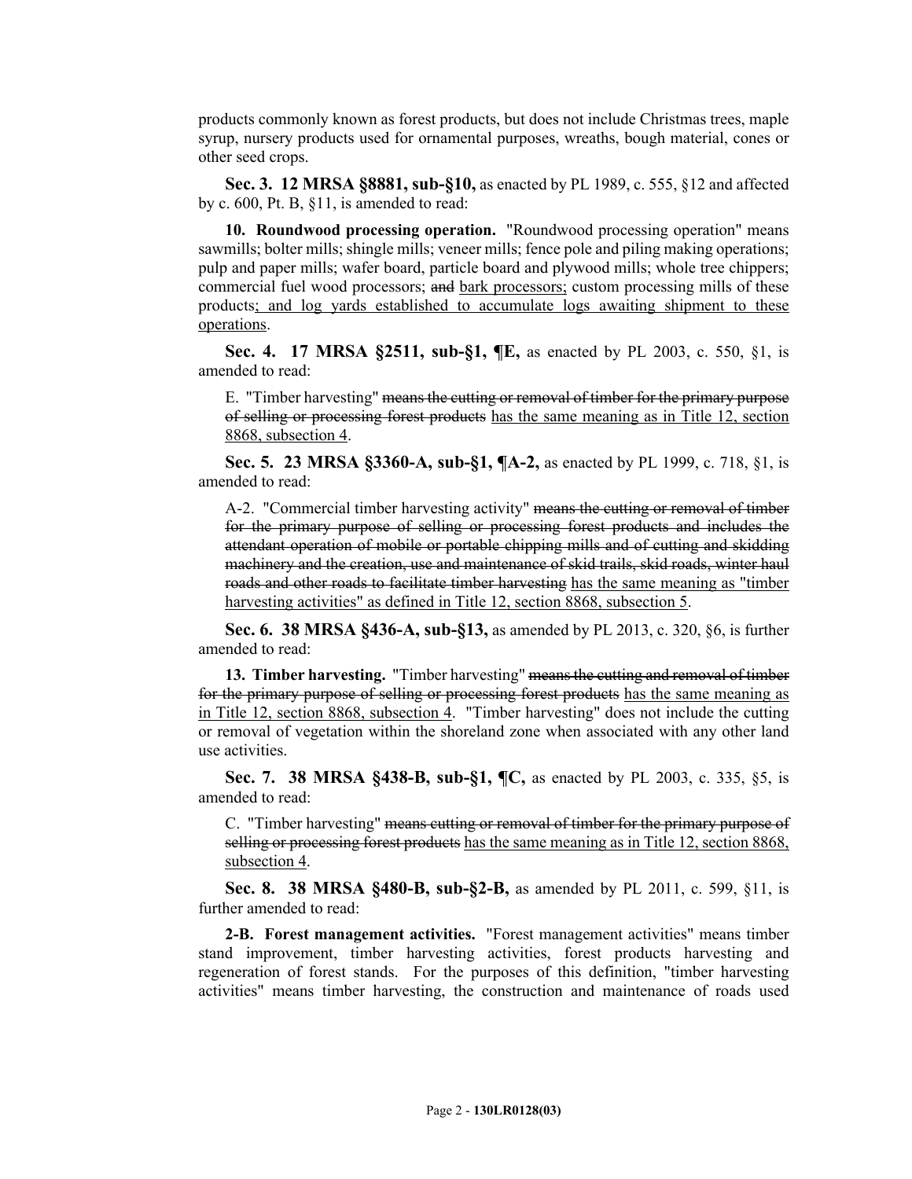products commonly known as forest products, but does not include Christmas trees, maple syrup, nursery products used for ornamental purposes, wreaths, bough material, cones or other seed crops.

**Sec. 3. 12 MRSA §8881, sub-§10,** as enacted by PL 1989, c. 555, §12 and affected by c. 600, Pt. B, §11, is amended to read:

**10. Roundwood processing operation.** "Roundwood processing operation" means sawmills; bolter mills; shingle mills; veneer mills; fence pole and piling making operations; pulp and paper mills; wafer board, particle board and plywood mills; whole tree chippers; commercial fuel wood processors; ~~and~~ bark processors; custom processing mills of these products; and log yards established to accumulate logs awaiting shipment to these operations.

**Sec. 4. 17 MRSA §2511, sub-§1, ¶E,** as enacted by PL 2003, c. 550, §1, is amended to read:

E. "Timber harvesting" ~~means the cutting or removal of timber for the primary purpose of selling or processing forest products~~ has the same meaning as in Title 12, section 8868, subsection 4.

**Sec. 5. 23 MRSA §3360-A, sub-§1, ¶A-2,** as enacted by PL 1999, c. 718, §1, is amended to read:

A-2. "Commercial timber harvesting activity" ~~means the cutting or removal of timber for the primary purpose of selling or processing forest products and includes the attendant operation of mobile or portable chipping mills and of cutting and skidding machinery and the creation, use and maintenance of skid trails, skid roads, winter haul roads and other roads to facilitate timber harvesting~~ has the same meaning as "timber harvesting activities" as defined in Title 12, section 8868, subsection 5.

**Sec. 6. 38 MRSA §436-A, sub-§13,** as amended by PL 2013, c. 320, §6, is further amended to read:

**13. Timber harvesting.** "Timber harvesting" ~~means the cutting and removal of timber for the primary purpose of selling or processing forest products~~ has the same meaning as in Title 12, section 8868, subsection 4. "Timber harvesting" does not include the cutting or removal of vegetation within the shoreland zone when associated with any other land use activities.

**Sec. 7. 38 MRSA §438-B, sub-§1, ¶C,** as enacted by PL 2003, c. 335, §5, is amended to read:

C. "Timber harvesting" ~~means cutting or removal of timber for the primary purpose of selling or processing forest products~~ has the same meaning as in Title 12, section 8868, subsection 4.

**Sec. 8. 38 MRSA §480-B, sub-§2-B,** as amended by PL 2011, c. 599, §11, is further amended to read:

**2-B. Forest management activities.** "Forest management activities" means timber stand improvement, timber harvesting activities, forest products harvesting and regeneration of forest stands. For the purposes of this definition, "timber harvesting activities" means timber harvesting, the construction and maintenance of roads used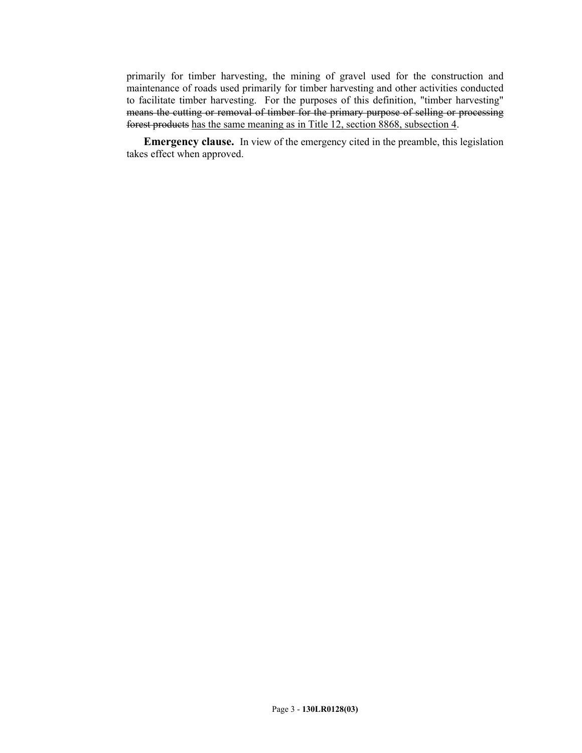primarily for timber harvesting, the mining of gravel used for the construction and maintenance of roads used primarily for timber harvesting and other activities conducted to facilitate timber harvesting. For the purposes of this definition, "timber harvesting" ~~means the cutting or removal of timber for the primary purpose of selling or processing forest products~~ <u>has the same meaning as in Title 12, section 8868, subsection 4</u>.

**Emergency clause.** In view of the emergency cited in the preamble, this legislation takes effect when approved.